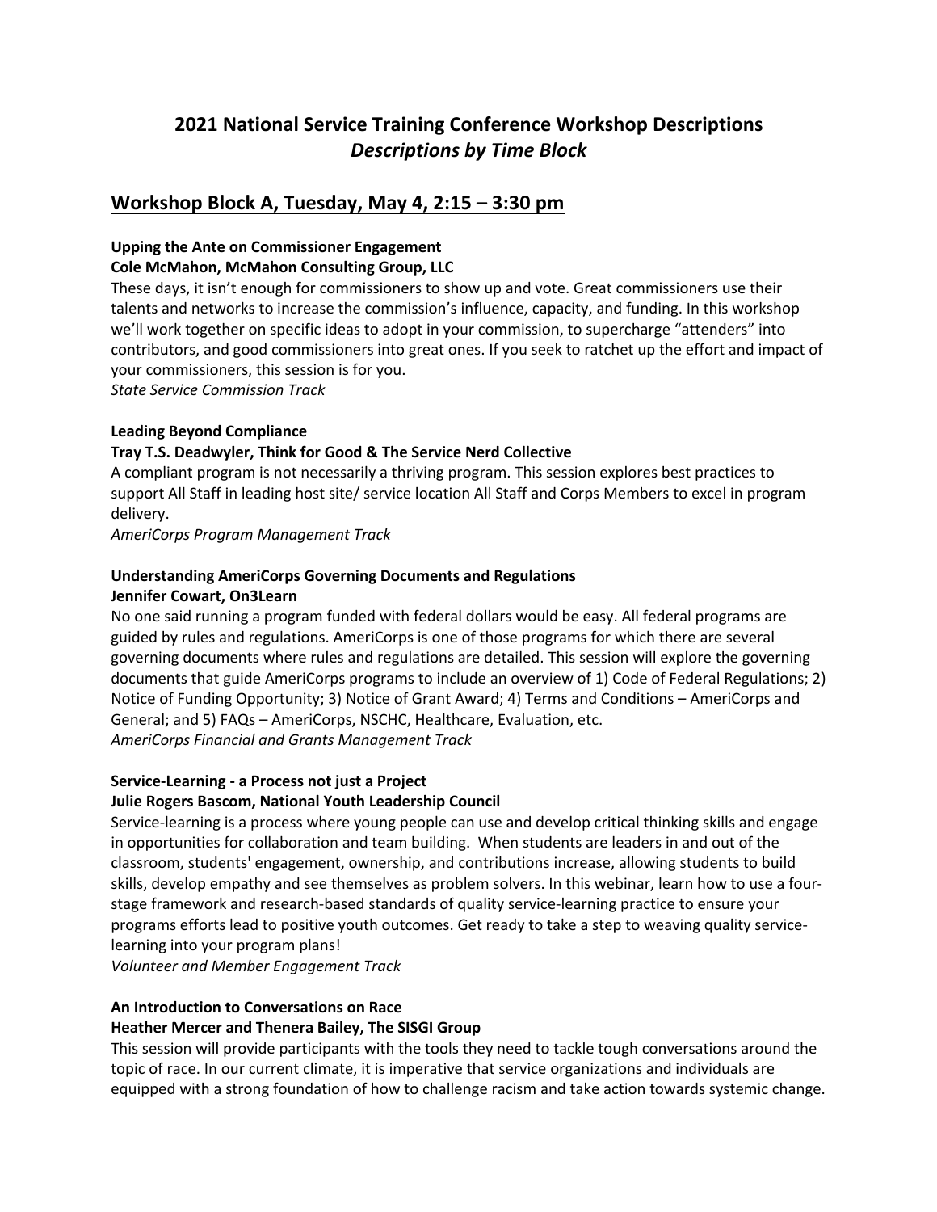# 2021 National Service Training Conference Workshop Descriptions

## *Descriptions by Time Block*

## Workshop Block A, Tuesday, May 4, 2:15 – 3:30 pm

**Upping the Ante on Commissioner Engagement**
**Cole McMahon, McMahon Consulting Group, LLC**
These days, it isn't enough for commissioners to show up and vote. Great commissioners use their talents and networks to increase the commission's influence, capacity, and funding. In this workshop we'll work together on specific ideas to adopt in your commission, to supercharge "attenders" into contributors, and good commissioners into great ones. If you seek to ratchet up the effort and impact of your commissioners, this session is for you.
*State Service Commission Track*

**Leading Beyond Compliance**
**Tray T.S. Deadwyler, Think for Good & The Service Nerd Collective**
A compliant program is not necessarily a thriving program. This session explores best practices to support All Staff in leading host site/ service location All Staff and Corps Members to excel in program delivery.
*AmeriCorps Program Management Track*

**Understanding AmeriCorps Governing Documents and Regulations**
**Jennifer Cowart, On3Learn**
No one said running a program funded with federal dollars would be easy. All federal programs are guided by rules and regulations. AmeriCorps is one of those programs for which there are several governing documents where rules and regulations are detailed. This session will explore the governing documents that guide AmeriCorps programs to include an overview of 1) Code of Federal Regulations; 2) Notice of Funding Opportunity; 3) Notice of Grant Award; 4) Terms and Conditions – AmeriCorps and General; and 5) FAQs – AmeriCorps, NSCHC, Healthcare, Evaluation, etc.
*AmeriCorps Financial and Grants Management Track*

**Service-Learning - a Process not just a Project**
**Julie Rogers Bascom, National Youth Leadership Council**
Service-learning is a process where young people can use and develop critical thinking skills and engage in opportunities for collaboration and team building. When students are leaders in and out of the classroom, students' engagement, ownership, and contributions increase, allowing students to build skills, develop empathy and see themselves as problem solvers. In this webinar, learn how to use a four-stage framework and research-based standards of quality service-learning practice to ensure your programs efforts lead to positive youth outcomes. Get ready to take a step to weaving quality service-learning into your program plans!
*Volunteer and Member Engagement Track*

**An Introduction to Conversations on Race**
**Heather Mercer and Thenera Bailey, The SISGI Group**
This session will provide participants with the tools they need to tackle tough conversations around the topic of race. In our current climate, it is imperative that service organizations and individuals are equipped with a strong foundation of how to challenge racism and take action towards systemic change.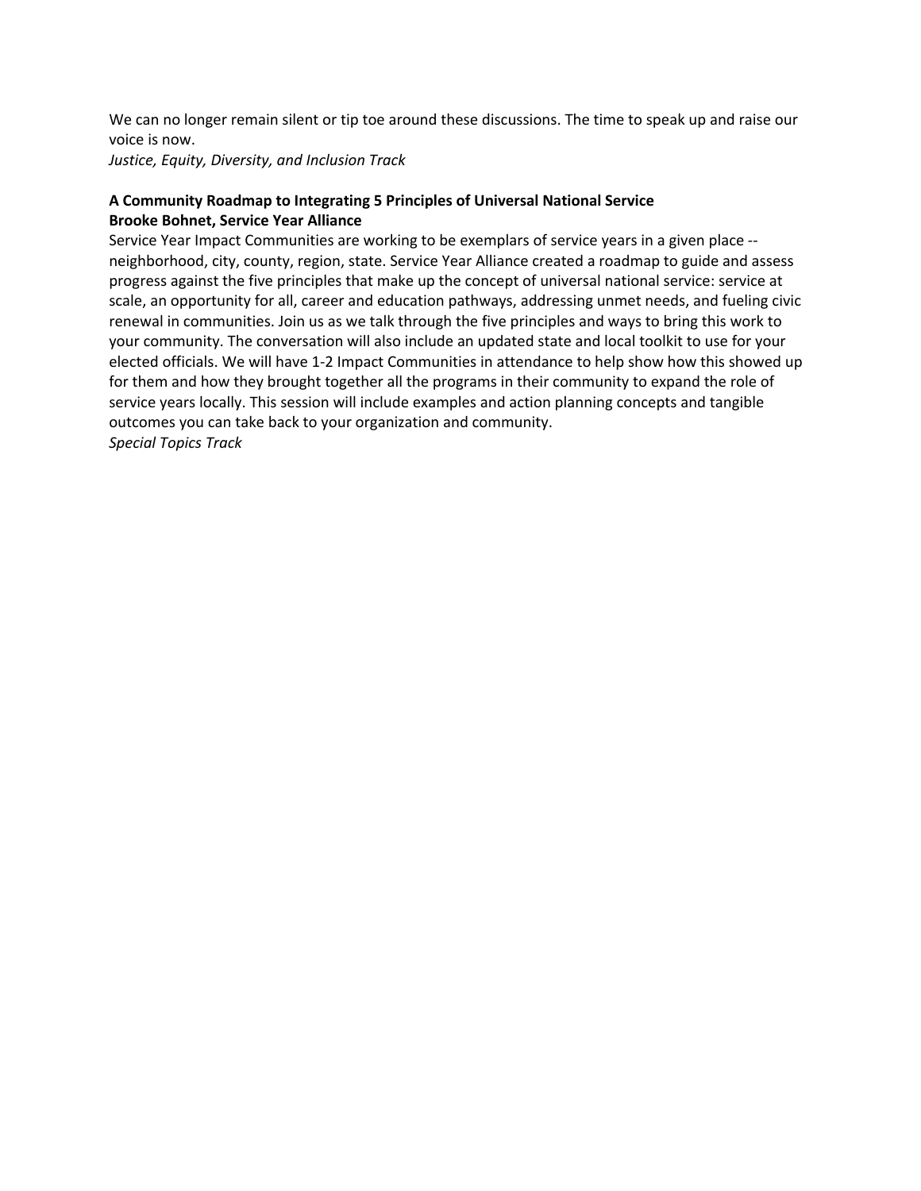We can no longer remain silent or tip toe around these discussions. The time to speak up and raise our voice is now.
*Justice, Equity, Diversity, and Inclusion Track*

**A Community Roadmap to Integrating 5 Principles of Universal National Service**
**Brooke Bohnet, Service Year Alliance**
Service Year Impact Communities are working to be exemplars of service years in a given place -- neighborhood, city, county, region, state. Service Year Alliance created a roadmap to guide and assess progress against the five principles that make up the concept of universal national service: service at scale, an opportunity for all, career and education pathways, addressing unmet needs, and fueling civic renewal in communities. Join us as we talk through the five principles and ways to bring this work to your community. The conversation will also include an updated state and local toolkit to use for your elected officials. We will have 1-2 Impact Communities in attendance to help show how this showed up for them and how they brought together all the programs in their community to expand the role of service years locally. This session will include examples and action planning concepts and tangible outcomes you can take back to your organization and community.
*Special Topics Track*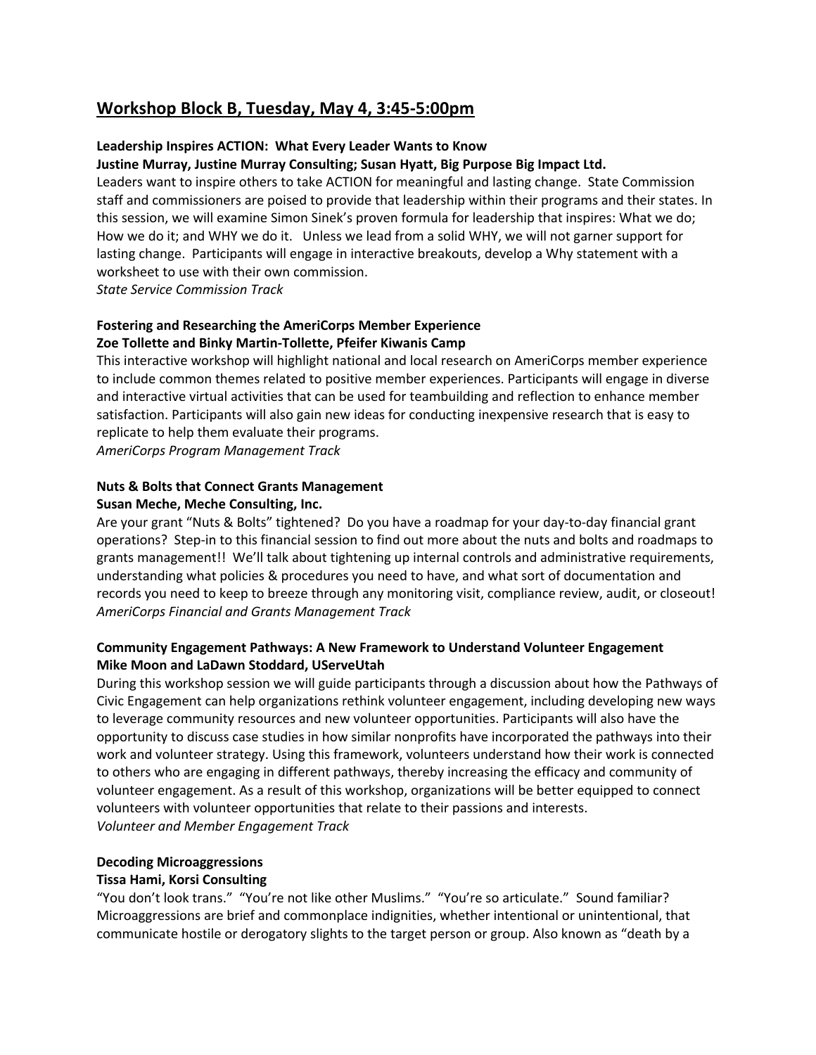## Workshop Block B, Tuesday, May 4, 3:45-5:00pm

**Leadership Inspires ACTION: What Every Leader Wants to Know**
**Justine Murray, Justine Murray Consulting; Susan Hyatt, Big Purpose Big Impact Ltd.**

Leaders want to inspire others to take ACTION for meaningful and lasting change. State Commission staff and commissioners are poised to provide that leadership within their programs and their states. In this session, we will examine Simon Sinek's proven formula for leadership that inspires: What we do; How we do it; and WHY we do it. Unless we lead from a solid WHY, we will not garner support for lasting change. Participants will engage in interactive breakouts, develop a Why statement with a worksheet to use with their own commission.
*State Service Commission Track*

**Fostering and Researching the AmeriCorps Member Experience**
**Zoe Tollette and Binky Martin-Tollette, Pfeifer Kiwanis Camp**

This interactive workshop will highlight national and local research on AmeriCorps member experience to include common themes related to positive member experiences. Participants will engage in diverse and interactive virtual activities that can be used for teambuilding and reflection to enhance member satisfaction. Participants will also gain new ideas for conducting inexpensive research that is easy to replicate to help them evaluate their programs.
*AmeriCorps Program Management Track*

**Nuts & Bolts that Connect Grants Management**
**Susan Meche, Meche Consulting, Inc.**

Are your grant "Nuts & Bolts" tightened? Do you have a roadmap for your day-to-day financial grant operations? Step-in to this financial session to find out more about the nuts and bolts and roadmaps to grants management!! We'll talk about tightening up internal controls and administrative requirements, understanding what policies & procedures you need to have, and what sort of documentation and records you need to keep to breeze through any monitoring visit, compliance review, audit, or closeout!
*AmeriCorps Financial and Grants Management Track*

**Community Engagement Pathways: A New Framework to Understand Volunteer Engagement**
**Mike Moon and LaDawn Stoddard, UServeUtah**

During this workshop session we will guide participants through a discussion about how the Pathways of Civic Engagement can help organizations rethink volunteer engagement, including developing new ways to leverage community resources and new volunteer opportunities. Participants will also have the opportunity to discuss case studies in how similar nonprofits have incorporated the pathways into their work and volunteer strategy. Using this framework, volunteers understand how their work is connected to others who are engaging in different pathways, thereby increasing the efficacy and community of volunteer engagement. As a result of this workshop, organizations will be better equipped to connect volunteers with volunteer opportunities that relate to their passions and interests.
*Volunteer and Member Engagement Track*

**Decoding Microaggressions**
**Tissa Hami, Korsi Consulting**

"You don't look trans." "You're not like other Muslims." "You're so articulate." Sound familiar? Microaggressions are brief and commonplace indignities, whether intentional or unintentional, that communicate hostile or derogatory slights to the target person or group. Also known as "death by a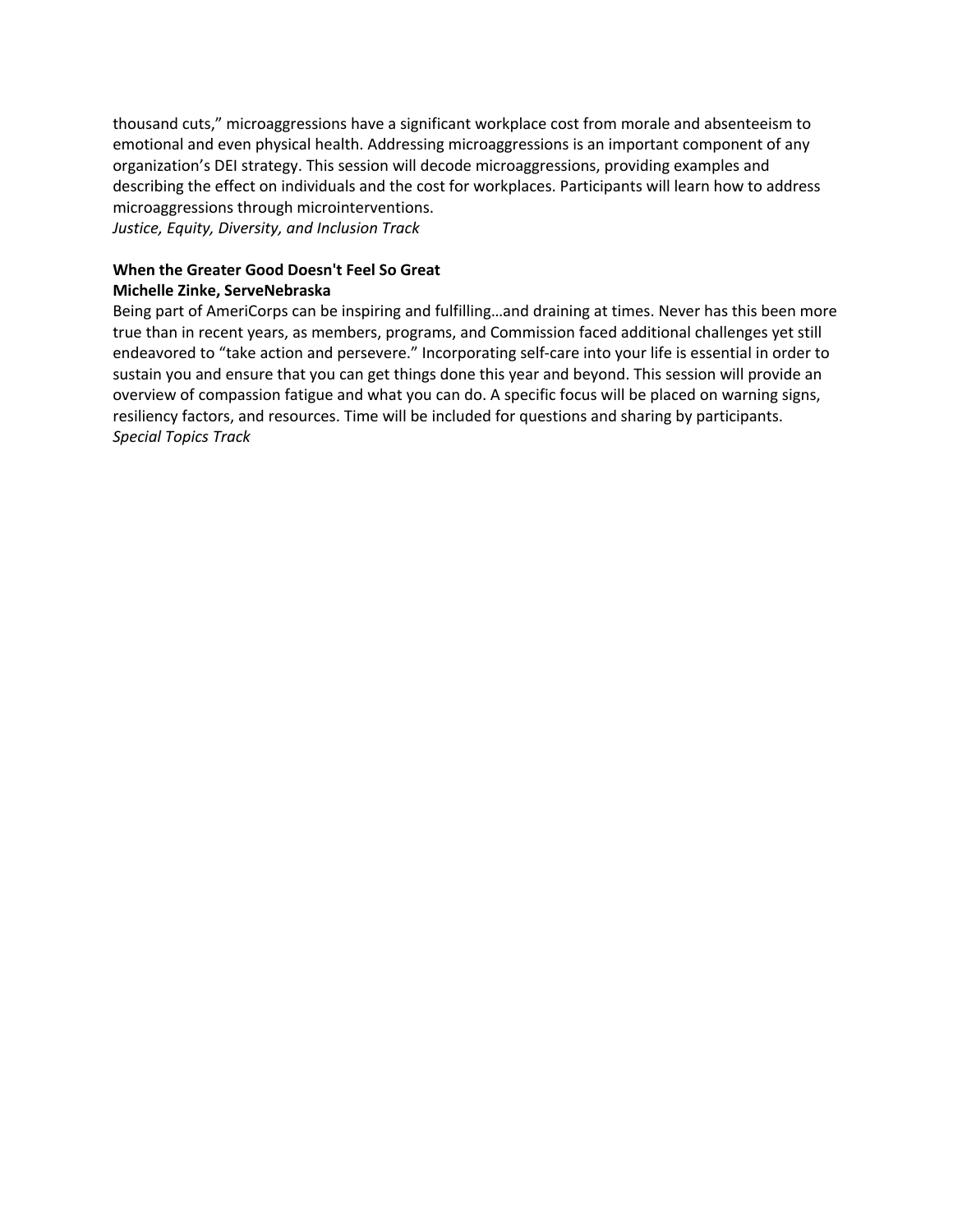thousand cuts," microaggressions have a significant workplace cost from morale and absenteeism to emotional and even physical health. Addressing microaggressions is an important component of any organization's DEI strategy. This session will decode microaggressions, providing examples and describing the effect on individuals and the cost for workplaces. Participants will learn how to address microaggressions through microinterventions.
*Justice, Equity, Diversity, and Inclusion Track*

**When the Greater Good Doesn't Feel So Great**
**Michelle Zinke, ServeNebraska**
Being part of AmeriCorps can be inspiring and fulfilling…and draining at times. Never has this been more true than in recent years, as members, programs, and Commission faced additional challenges yet still endeavored to "take action and persevere." Incorporating self-care into your life is essential in order to sustain you and ensure that you can get things done this year and beyond. This session will provide an overview of compassion fatigue and what you can do. A specific focus will be placed on warning signs, resiliency factors, and resources. Time will be included for questions and sharing by participants.
*Special Topics Track*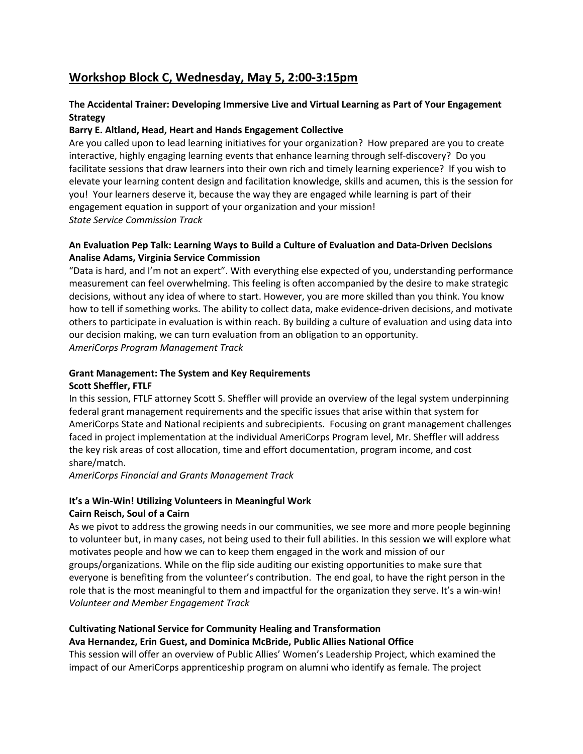## Workshop Block C, Wednesday, May 5, 2:00-3:15pm

**The Accidental Trainer: Developing Immersive Live and Virtual Learning as Part of Your Engagement Strategy**
**Barry E. Altland, Head, Heart and Hands Engagement Collective**
Are you called upon to lead learning initiatives for your organization? How prepared are you to create interactive, highly engaging learning events that enhance learning through self-discovery? Do you facilitate sessions that draw learners into their own rich and timely learning experience? If you wish to elevate your learning content design and facilitation knowledge, skills and acumen, this is the session for you! Your learners deserve it, because the way they are engaged while learning is part of their engagement equation in support of your organization and your mission!
*State Service Commission Track*

**An Evaluation Pep Talk: Learning Ways to Build a Culture of Evaluation and Data-Driven Decisions**
**Analise Adams, Virginia Service Commission**
"Data is hard, and I'm not an expert". With everything else expected of you, understanding performance measurement can feel overwhelming. This feeling is often accompanied by the desire to make strategic decisions, without any idea of where to start. However, you are more skilled than you think. You know how to tell if something works. The ability to collect data, make evidence-driven decisions, and motivate others to participate in evaluation is within reach. By building a culture of evaluation and using data into our decision making, we can turn evaluation from an obligation to an opportunity.
*AmeriCorps Program Management Track*

**Grant Management: The System and Key Requirements**
**Scott Sheffler, FTLF**
In this session, FTLF attorney Scott S. Sheffler will provide an overview of the legal system underpinning federal grant management requirements and the specific issues that arise within that system for AmeriCorps State and National recipients and subrecipients. Focusing on grant management challenges faced in project implementation at the individual AmeriCorps Program level, Mr. Sheffler will address the key risk areas of cost allocation, time and effort documentation, program income, and cost share/match.
*AmeriCorps Financial and Grants Management Track*

**It's a Win-Win! Utilizing Volunteers in Meaningful Work**
**Cairn Reisch, Soul of a Cairn**
As we pivot to address the growing needs in our communities, we see more and more people beginning to volunteer but, in many cases, not being used to their full abilities. In this session we will explore what motivates people and how we can to keep them engaged in the work and mission of our groups/organizations. While on the flip side auditing our existing opportunities to make sure that everyone is benefiting from the volunteer's contribution. The end goal, to have the right person in the role that is the most meaningful to them and impactful for the organization they serve. It's a win-win!
*Volunteer and Member Engagement Track*

**Cultivating National Service for Community Healing and Transformation**
**Ava Hernandez, Erin Guest, and Dominica McBride, Public Allies National Office**
This session will offer an overview of Public Allies' Women's Leadership Project, which examined the impact of our AmeriCorps apprenticeship program on alumni who identify as female. The project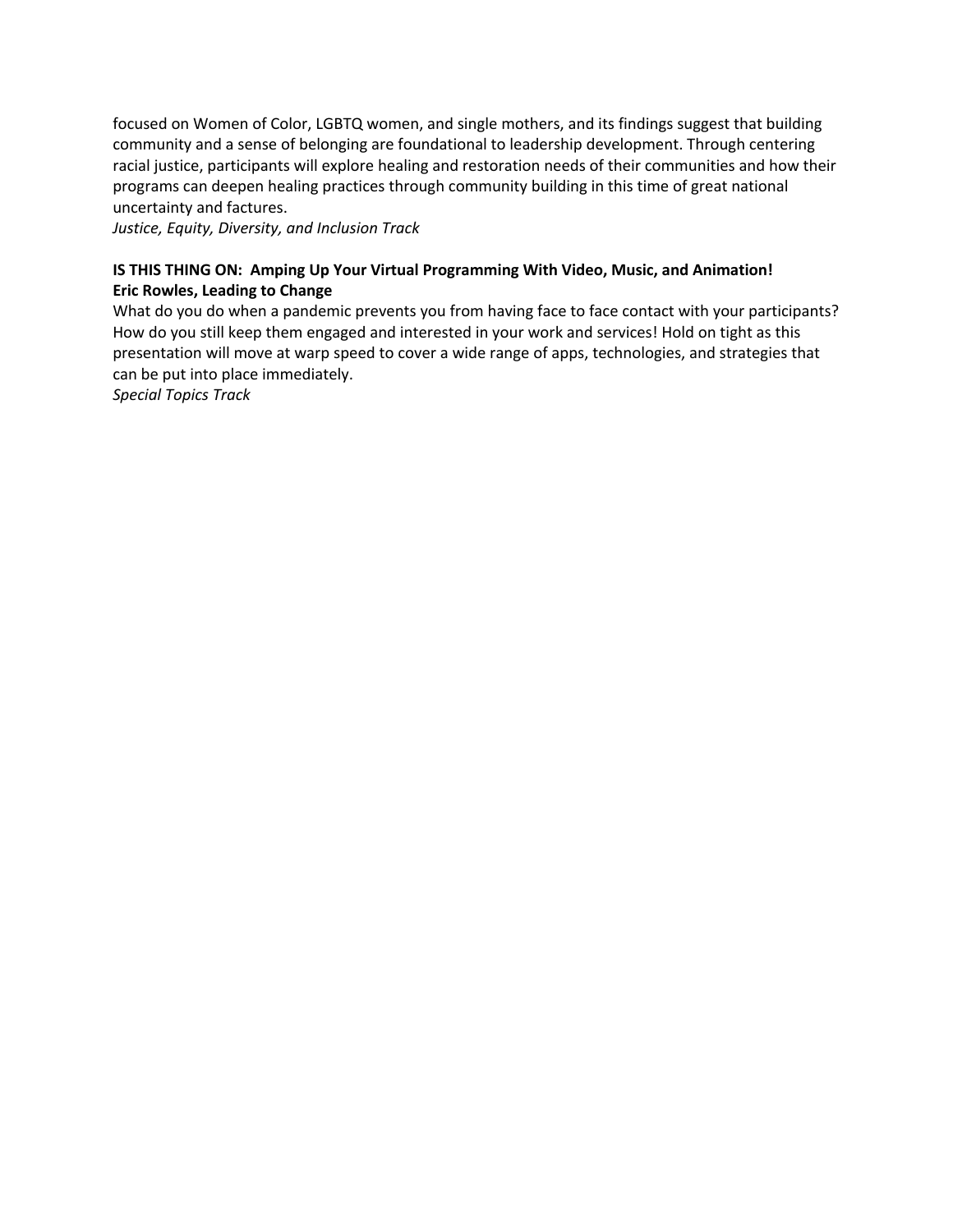focused on Women of Color, LGBTQ women, and single mothers, and its findings suggest that building community and a sense of belonging are foundational to leadership development. Through centering racial justice, participants will explore healing and restoration needs of their communities and how their programs can deepen healing practices through community building in this time of great national uncertainty and factures.

*Justice, Equity, Diversity, and Inclusion Track*

**IS THIS THING ON: Amping Up Your Virtual Programming With Video, Music, and Animation!**
**Eric Rowles, Leading to Change**

What do you do when a pandemic prevents you from having face to face contact with your participants? How do you still keep them engaged and interested in your work and services! Hold on tight as this presentation will move at warp speed to cover a wide range of apps, technologies, and strategies that can be put into place immediately.

*Special Topics Track*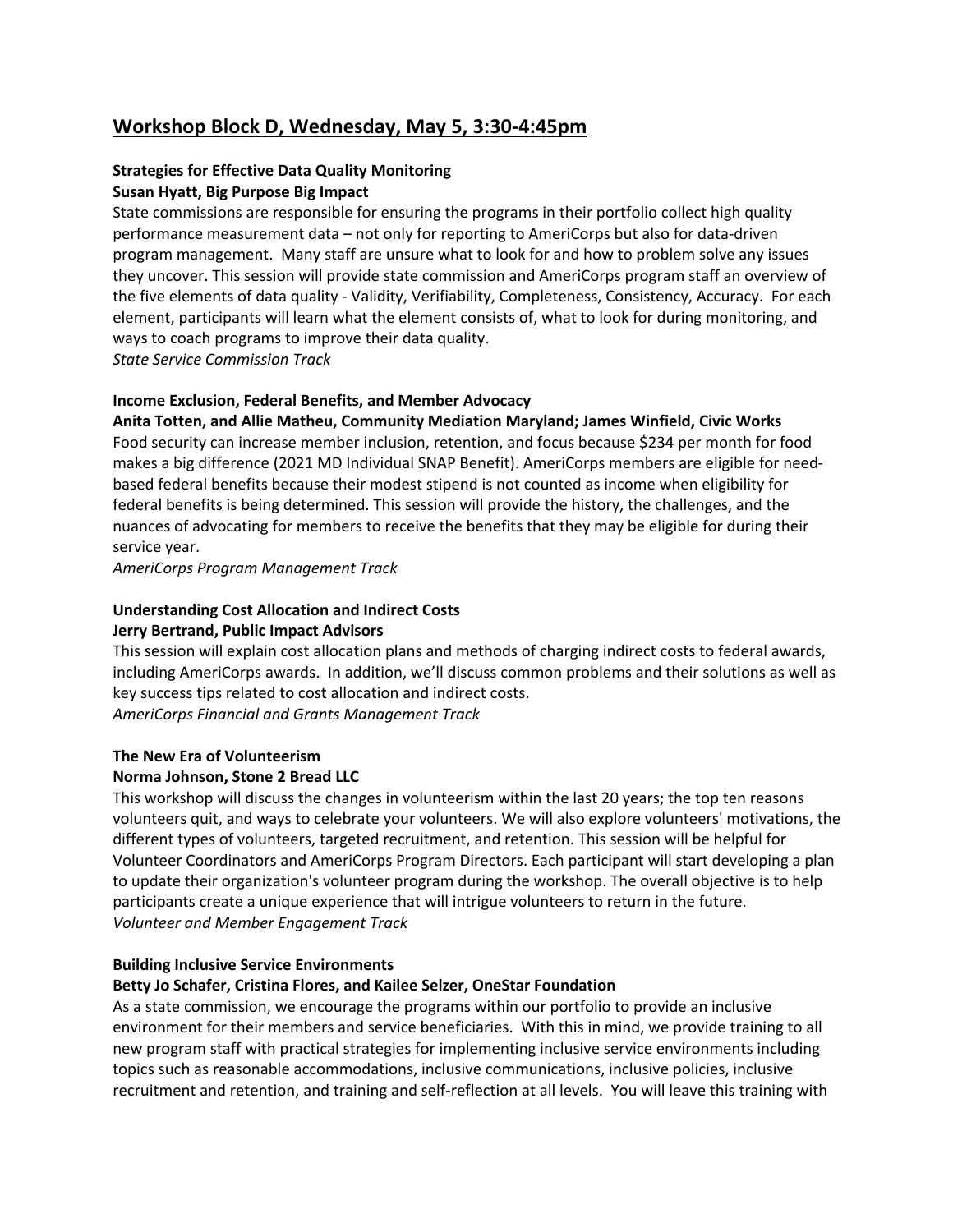## Workshop Block D, Wednesday, May 5, 3:30-4:45pm

**Strategies for Effective Data Quality Monitoring**
**Susan Hyatt, Big Purpose Big Impact**

State commissions are responsible for ensuring the programs in their portfolio collect high quality performance measurement data – not only for reporting to AmeriCorps but also for data-driven program management. Many staff are unsure what to look for and how to problem solve any issues they uncover. This session will provide state commission and AmeriCorps program staff an overview of the five elements of data quality - Validity, Verifiability, Completeness, Consistency, Accuracy. For each element, participants will learn what the element consists of, what to look for during monitoring, and ways to coach programs to improve their data quality.

*State Service Commission Track*

**Income Exclusion, Federal Benefits, and Member Advocacy**
**Anita Totten, and Allie Matheu, Community Mediation Maryland; James Winfield, Civic Works**

Food security can increase member inclusion, retention, and focus because $234 per month for food makes a big difference (2021 MD Individual SNAP Benefit). AmeriCorps members are eligible for need-based federal benefits because their modest stipend is not counted as income when eligibility for federal benefits is being determined. This session will provide the history, the challenges, and the nuances of advocating for members to receive the benefits that they may be eligible for during their service year.

*AmeriCorps Program Management Track*

**Understanding Cost Allocation and Indirect Costs**
**Jerry Bertrand, Public Impact Advisors**

This session will explain cost allocation plans and methods of charging indirect costs to federal awards, including AmeriCorps awards. In addition, we'll discuss common problems and their solutions as well as key success tips related to cost allocation and indirect costs.

*AmeriCorps Financial and Grants Management Track*

**The New Era of Volunteerism**
**Norma Johnson, Stone 2 Bread LLC**

This workshop will discuss the changes in volunteerism within the last 20 years; the top ten reasons volunteers quit, and ways to celebrate your volunteers. We will also explore volunteers' motivations, the different types of volunteers, targeted recruitment, and retention. This session will be helpful for Volunteer Coordinators and AmeriCorps Program Directors. Each participant will start developing a plan to update their organization's volunteer program during the workshop. The overall objective is to help participants create a unique experience that will intrigue volunteers to return in the future.

*Volunteer and Member Engagement Track*

**Building Inclusive Service Environments**
**Betty Jo Schafer, Cristina Flores, and Kailee Selzer, OneStar Foundation**

As a state commission, we encourage the programs within our portfolio to provide an inclusive environment for their members and service beneficiaries. With this in mind, we provide training to all new program staff with practical strategies for implementing inclusive service environments including topics such as reasonable accommodations, inclusive communications, inclusive policies, inclusive recruitment and retention, and training and self-reflection at all levels. You will leave this training with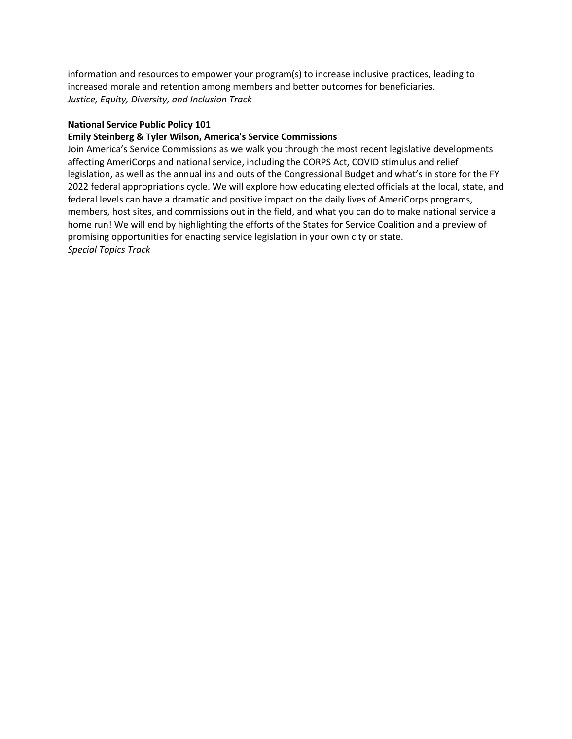information and resources to empower your program(s) to increase inclusive practices, leading to increased morale and retention among members and better outcomes for beneficiaries.
*Justice, Equity, Diversity, and Inclusion Track*

**National Service Public Policy 101**
**Emily Steinberg & Tyler Wilson, America's Service Commissions**
Join America's Service Commissions as we walk you through the most recent legislative developments affecting AmeriCorps and national service, including the CORPS Act, COVID stimulus and relief legislation, as well as the annual ins and outs of the Congressional Budget and what's in store for the FY 2022 federal appropriations cycle. We will explore how educating elected officials at the local, state, and federal levels can have a dramatic and positive impact on the daily lives of AmeriCorps programs, members, host sites, and commissions out in the field, and what you can do to make national service a home run! We will end by highlighting the efforts of the States for Service Coalition and a preview of promising opportunities for enacting service legislation in your own city or state.
*Special Topics Track*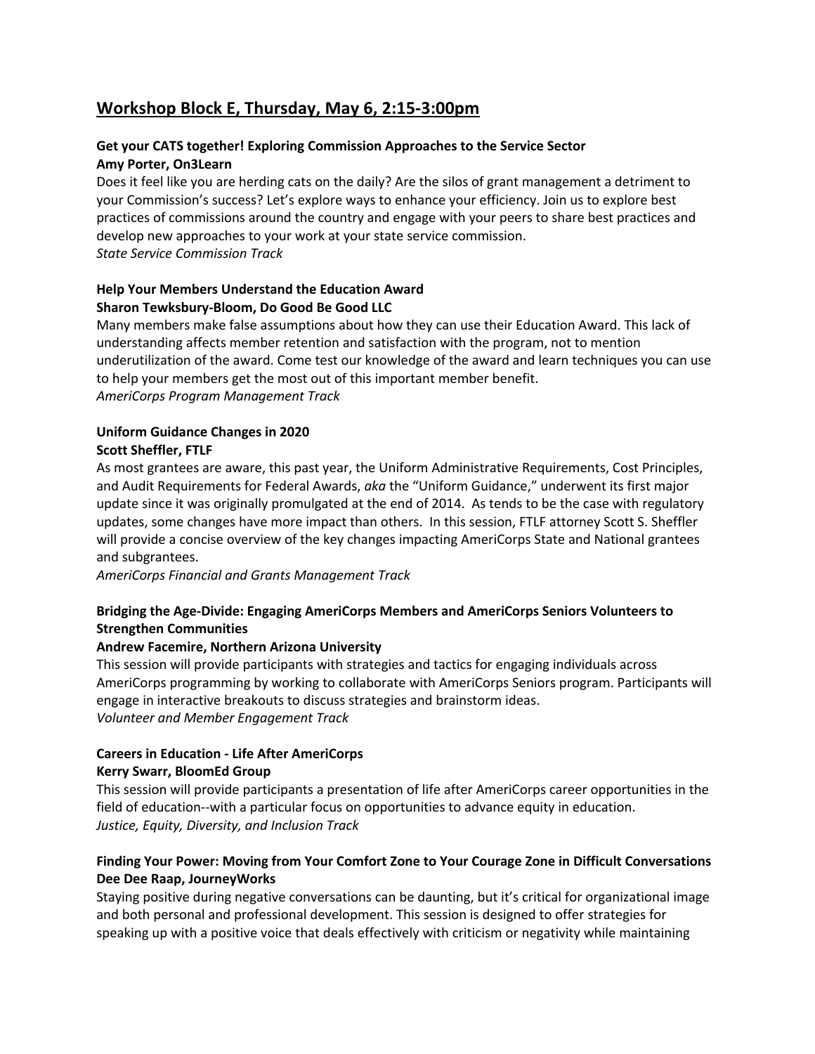## Workshop Block E, Thursday, May 6, 2:15-3:00pm

**Get your CATS together! Exploring Commission Approaches to the Service Sector**
**Amy Porter, On3Learn**

Does it feel like you are herding cats on the daily? Are the silos of grant management a detriment to your Commission's success? Let's explore ways to enhance your efficiency. Join us to explore best practices of commissions around the country and engage with your peers to share best practices and develop new approaches to your work at your state service commission.
*State Service Commission Track*

**Help Your Members Understand the Education Award**
**Sharon Tewksbury-Bloom, Do Good Be Good LLC**

Many members make false assumptions about how they can use their Education Award. This lack of understanding affects member retention and satisfaction with the program, not to mention underutilization of the award. Come test our knowledge of the award and learn techniques you can use to help your members get the most out of this important member benefit.
*AmeriCorps Program Management Track*

**Uniform Guidance Changes in 2020**
**Scott Sheffler, FTLF**

As most grantees are aware, this past year, the Uniform Administrative Requirements, Cost Principles, and Audit Requirements for Federal Awards, *aka* the "Uniform Guidance," underwent its first major update since it was originally promulgated at the end of 2014. As tends to be the case with regulatory updates, some changes have more impact than others. In this session, FTLF attorney Scott S. Sheffler will provide a concise overview of the key changes impacting AmeriCorps State and National grantees and subgrantees.
*AmeriCorps Financial and Grants Management Track*

**Bridging the Age-Divide: Engaging AmeriCorps Members and AmeriCorps Seniors Volunteers to Strengthen Communities**
**Andrew Facemire, Northern Arizona University**

This session will provide participants with strategies and tactics for engaging individuals across AmeriCorps programming by working to collaborate with AmeriCorps Seniors program. Participants will engage in interactive breakouts to discuss strategies and brainstorm ideas.
*Volunteer and Member Engagement Track*

**Careers in Education - Life After AmeriCorps**
**Kerry Swarr, BloomEd Group**

This session will provide participants a presentation of life after AmeriCorps career opportunities in the field of education--with a particular focus on opportunities to advance equity in education.
*Justice, Equity, Diversity, and Inclusion Track*

**Finding Your Power: Moving from Your Comfort Zone to Your Courage Zone in Difficult Conversations**
**Dee Dee Raap, JourneyWorks**

Staying positive during negative conversations can be daunting, but it's critical for organizational image and both personal and professional development. This session is designed to offer strategies for speaking up with a positive voice that deals effectively with criticism or negativity while maintaining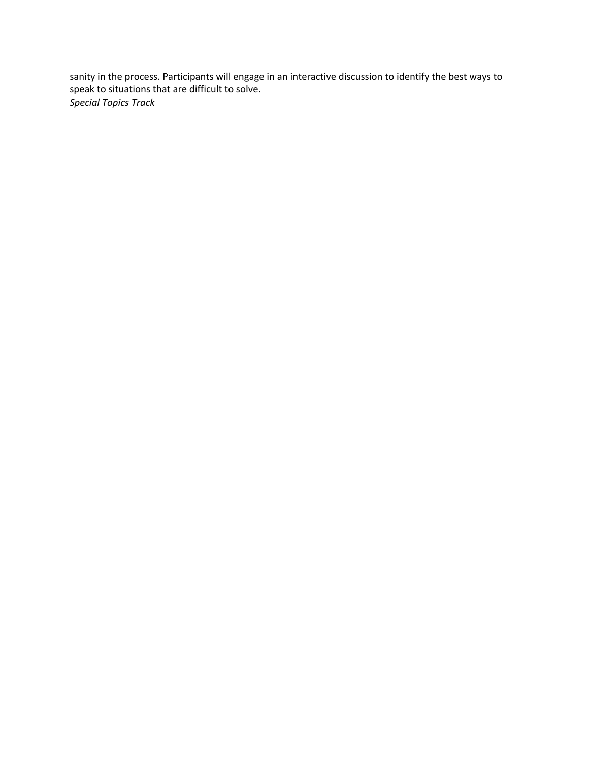sanity in the process. Participants will engage in an interactive discussion to identify the best ways to speak to situations that are difficult to solve.
*Special Topics Track*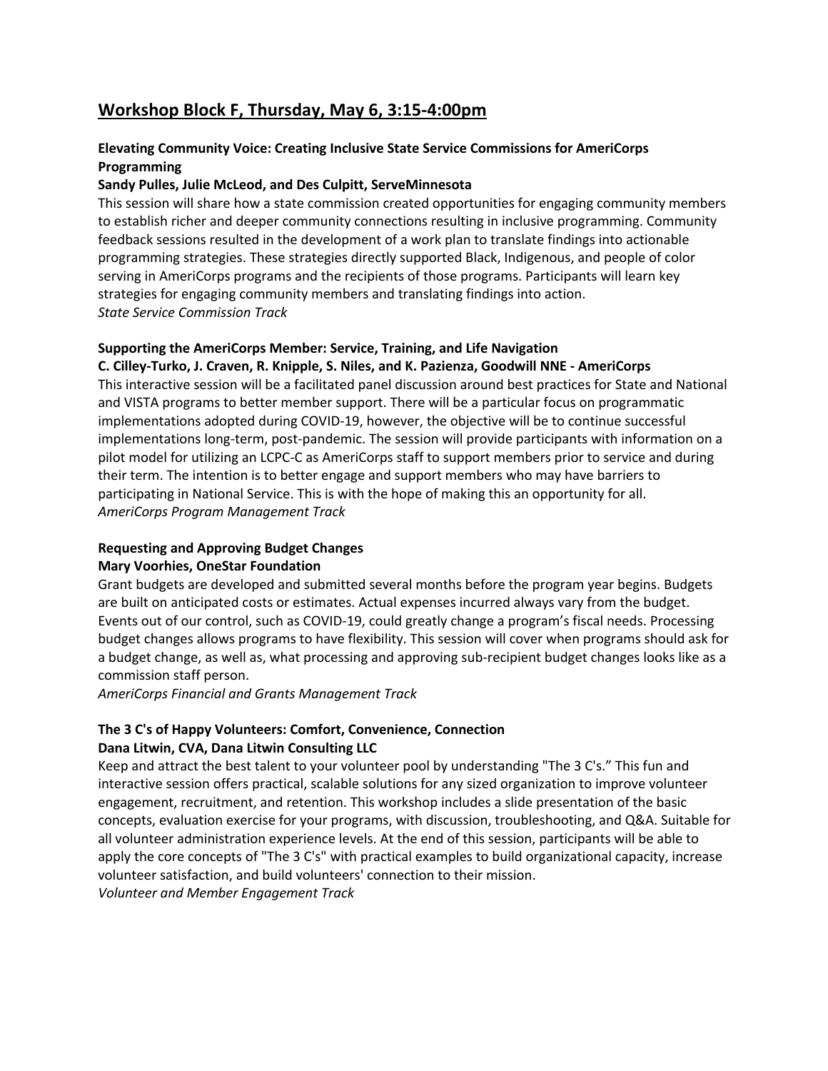## Workshop Block F, Thursday, May 6, 3:15-4:00pm

**Elevating Community Voice: Creating Inclusive State Service Commissions for AmeriCorps Programming**

**Sandy Pulles, Julie McLeod, and Des Culpitt, ServeMinnesota**

This session will share how a state commission created opportunities for engaging community members to establish richer and deeper community connections resulting in inclusive programming. Community feedback sessions resulted in the development of a work plan to translate findings into actionable programming strategies. These strategies directly supported Black, Indigenous, and people of color serving in AmeriCorps programs and the recipients of those programs. Participants will learn key strategies for engaging community members and translating findings into action.

*State Service Commission Track*

**Supporting the AmeriCorps Member: Service, Training, and Life Navigation**

**C. Cilley-Turko, J. Craven, R. Knipple, S. Niles, and K. Pazienza, Goodwill NNE - AmeriCorps**

This interactive session will be a facilitated panel discussion around best practices for State and National and VISTA programs to better member support. There will be a particular focus on programmatic implementations adopted during COVID-19, however, the objective will be to continue successful implementations long-term, post-pandemic. The session will provide participants with information on a pilot model for utilizing an LCPC-C as AmeriCorps staff to support members prior to service and during their term. The intention is to better engage and support members who may have barriers to participating in National Service. This is with the hope of making this an opportunity for all.

*AmeriCorps Program Management Track*

**Requesting and Approving Budget Changes**

**Mary Voorhies, OneStar Foundation**

Grant budgets are developed and submitted several months before the program year begins. Budgets are built on anticipated costs or estimates. Actual expenses incurred always vary from the budget. Events out of our control, such as COVID-19, could greatly change a program's fiscal needs. Processing budget changes allows programs to have flexibility. This session will cover when programs should ask for a budget change, as well as, what processing and approving sub-recipient budget changes looks like as a commission staff person.

*AmeriCorps Financial and Grants Management Track*

**The 3 C's of Happy Volunteers: Comfort, Convenience, Connection**

**Dana Litwin, CVA, Dana Litwin Consulting LLC**

Keep and attract the best talent to your volunteer pool by understanding "The 3 C's." This fun and interactive session offers practical, scalable solutions for any sized organization to improve volunteer engagement, recruitment, and retention. This workshop includes a slide presentation of the basic concepts, evaluation exercise for your programs, with discussion, troubleshooting, and Q&A. Suitable for all volunteer administration experience levels. At the end of this session, participants will be able to apply the core concepts of "The 3 C's" with practical examples to build organizational capacity, increase volunteer satisfaction, and build volunteers' connection to their mission.

*Volunteer and Member Engagement Track*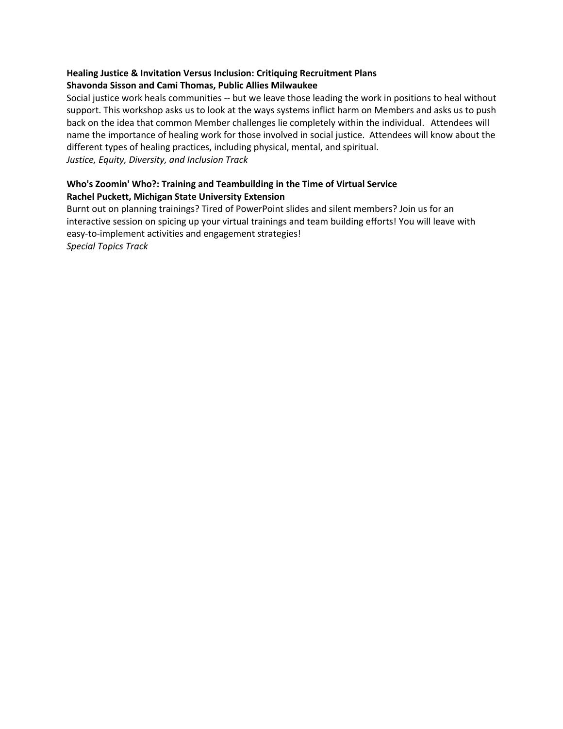**Healing Justice & Invitation Versus Inclusion: Critiquing Recruitment Plans**
**Shavonda Sisson and Cami Thomas, Public Allies Milwaukee**

Social justice work heals communities -- but we leave those leading the work in positions to heal without support. This workshop asks us to look at the ways systems inflict harm on Members and asks us to push back on the idea that common Member challenges lie completely within the individual. Attendees will name the importance of healing work for those involved in social justice. Attendees will know about the different types of healing practices, including physical, mental, and spiritual.

*Justice, Equity, Diversity, and Inclusion Track*

**Who's Zoomin' Who?: Training and Teambuilding in the Time of Virtual Service**
**Rachel Puckett, Michigan State University Extension**

Burnt out on planning trainings? Tired of PowerPoint slides and silent members? Join us for an interactive session on spicing up your virtual trainings and team building efforts! You will leave with easy-to-implement activities and engagement strategies!

*Special Topics Track*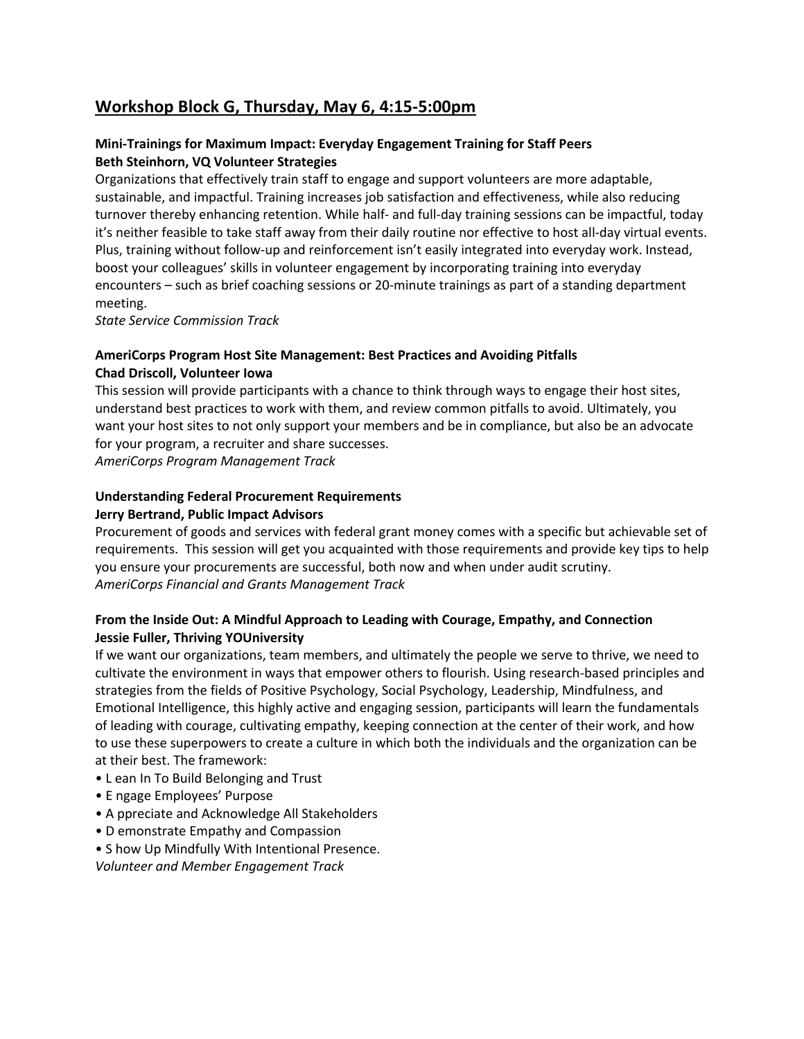## Workshop Block G, Thursday, May 6, 4:15-5:00pm

**Mini-Trainings for Maximum Impact: Everyday Engagement Training for Staff Peers**
**Beth Steinhorn, VQ Volunteer Strategies**

Organizations that effectively train staff to engage and support volunteers are more adaptable, sustainable, and impactful. Training increases job satisfaction and effectiveness, while also reducing turnover thereby enhancing retention. While half- and full-day training sessions can be impactful, today it's neither feasible to take staff away from their daily routine nor effective to host all-day virtual events. Plus, training without follow-up and reinforcement isn't easily integrated into everyday work. Instead, boost your colleagues' skills in volunteer engagement by incorporating training into everyday encounters – such as brief coaching sessions or 20-minute trainings as part of a standing department meeting.

*State Service Commission Track*

**AmeriCorps Program Host Site Management: Best Practices and Avoiding Pitfalls**
**Chad Driscoll, Volunteer Iowa**

This session will provide participants with a chance to think through ways to engage their host sites, understand best practices to work with them, and review common pitfalls to avoid. Ultimately, you want your host sites to not only support your members and be in compliance, but also be an advocate for your program, a recruiter and share successes.

*AmeriCorps Program Management Track*

**Understanding Federal Procurement Requirements**
**Jerry Bertrand, Public Impact Advisors**

Procurement of goods and services with federal grant money comes with a specific but achievable set of requirements. This session will get you acquainted with those requirements and provide key tips to help you ensure your procurements are successful, both now and when under audit scrutiny.

*AmeriCorps Financial and Grants Management Track*

**From the Inside Out: A Mindful Approach to Leading with Courage, Empathy, and Connection**
**Jessie Fuller, Thriving YOUniversity**

If we want our organizations, team members, and ultimately the people we serve to thrive, we need to cultivate the environment in ways that empower others to flourish. Using research-based principles and strategies from the fields of Positive Psychology, Social Psychology, Leadership, Mindfulness, and Emotional Intelligence, this highly active and engaging session, participants will learn the fundamentals of leading with courage, cultivating empathy, keeping connection at the center of their work, and how to use these superpowers to create a culture in which both the individuals and the organization can be at their best. The framework:

- L ean In To Build Belonging and Trust
- E ngage Employees' Purpose
- A ppreciate and Acknowledge All Stakeholders
- D emonstrate Empathy and Compassion
- S how Up Mindfully With Intentional Presence.

*Volunteer and Member Engagement Track*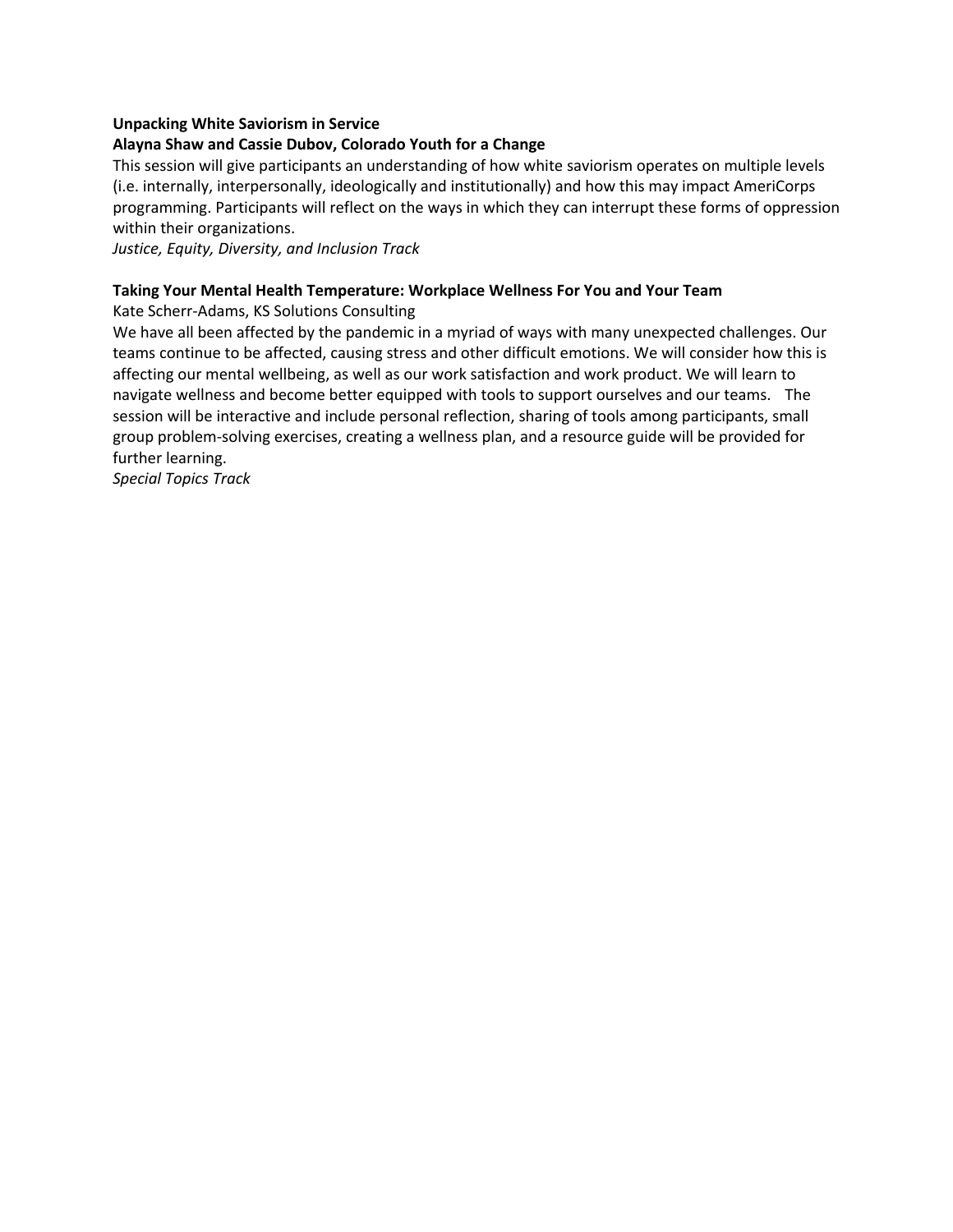**Unpacking White Saviorism in Service**
**Alayna Shaw and Cassie Dubov, Colorado Youth for a Change**
This session will give participants an understanding of how white saviorism operates on multiple levels (i.e. internally, interpersonally, ideologically and institutionally) and how this may impact AmeriCorps programming. Participants will reflect on the ways in which they can interrupt these forms of oppression within their organizations.
*Justice, Equity, Diversity, and Inclusion Track*

**Taking Your Mental Health Temperature: Workplace Wellness For You and Your Team**
Kate Scherr-Adams, KS Solutions Consulting
We have all been affected by the pandemic in a myriad of ways with many unexpected challenges. Our teams continue to be affected, causing stress and other difficult emotions. We will consider how this is affecting our mental wellbeing, as well as our work satisfaction and work product. We will learn to navigate wellness and become better equipped with tools to support ourselves and our teams. The session will be interactive and include personal reflection, sharing of tools among participants, small group problem-solving exercises, creating a wellness plan, and a resource guide will be provided for further learning.
*Special Topics Track*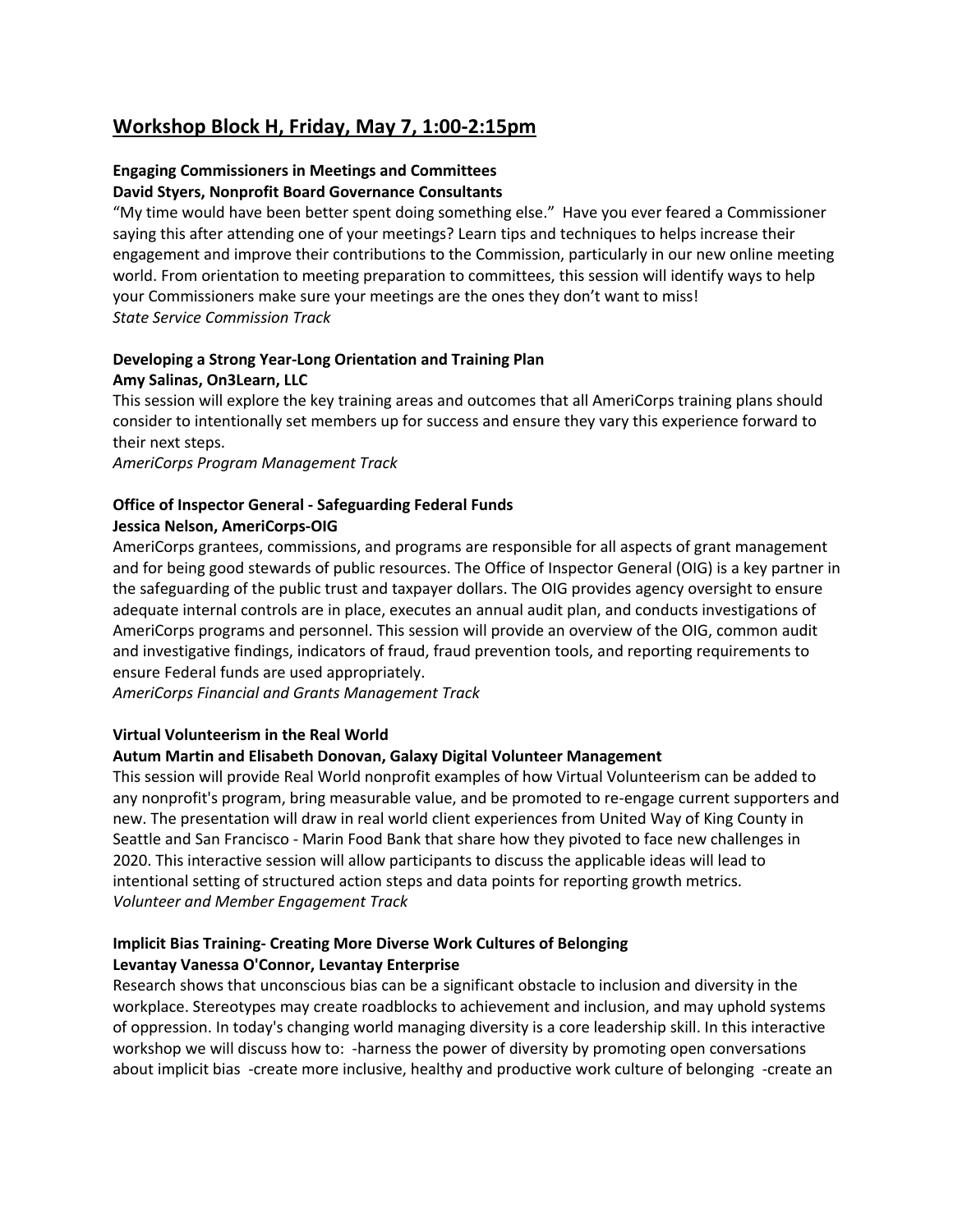## Workshop Block H, Friday, May 7, 1:00-2:15pm

**Engaging Commissioners in Meetings and Committees**
**David Styers, Nonprofit Board Governance Consultants**

"My time would have been better spent doing something else." Have you ever feared a Commissioner saying this after attending one of your meetings? Learn tips and techniques to helps increase their engagement and improve their contributions to the Commission, particularly in our new online meeting world. From orientation to meeting preparation to committees, this session will identify ways to help your Commissioners make sure your meetings are the ones they don't want to miss!
*State Service Commission Track*

**Developing a Strong Year-Long Orientation and Training Plan**
**Amy Salinas, On3Learn, LLC**

This session will explore the key training areas and outcomes that all AmeriCorps training plans should consider to intentionally set members up for success and ensure they vary this experience forward to their next steps.
*AmeriCorps Program Management Track*

**Office of Inspector General - Safeguarding Federal Funds**
**Jessica Nelson, AmeriCorps-OIG**

AmeriCorps grantees, commissions, and programs are responsible for all aspects of grant management and for being good stewards of public resources. The Office of Inspector General (OIG) is a key partner in the safeguarding of the public trust and taxpayer dollars. The OIG provides agency oversight to ensure adequate internal controls are in place, executes an annual audit plan, and conducts investigations of AmeriCorps programs and personnel. This session will provide an overview of the OIG, common audit and investigative findings, indicators of fraud, fraud prevention tools, and reporting requirements to ensure Federal funds are used appropriately.
*AmeriCorps Financial and Grants Management Track*

**Virtual Volunteerism in the Real World**
**Autum Martin and Elisabeth Donovan, Galaxy Digital Volunteer Management**

This session will provide Real World nonprofit examples of how Virtual Volunteerism can be added to any nonprofit's program, bring measurable value, and be promoted to re-engage current supporters and new. The presentation will draw in real world client experiences from United Way of King County in Seattle and San Francisco - Marin Food Bank that share how they pivoted to face new challenges in 2020. This interactive session will allow participants to discuss the applicable ideas will lead to intentional setting of structured action steps and data points for reporting growth metrics.
*Volunteer and Member Engagement Track*

**Implicit Bias Training- Creating More Diverse Work Cultures of Belonging**
**Levantay Vanessa O'Connor, Levantay Enterprise**

Research shows that unconscious bias can be a significant obstacle to inclusion and diversity in the workplace. Stereotypes may create roadblocks to achievement and inclusion, and may uphold systems of oppression. In today's changing world managing diversity is a core leadership skill. In this interactive workshop we will discuss how to: -harness the power of diversity by promoting open conversations about implicit bias -create more inclusive, healthy and productive work culture of belonging -create an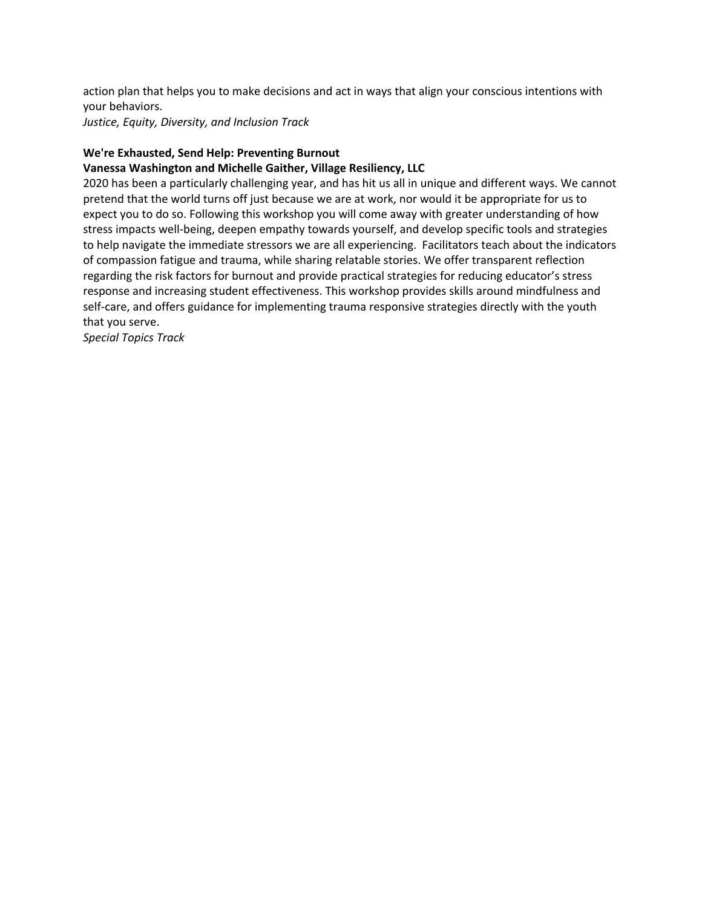action plan that helps you to make decisions and act in ways that align your conscious intentions with your behaviors.
*Justice, Equity, Diversity, and Inclusion Track*

**We're Exhausted, Send Help: Preventing Burnout**
**Vanessa Washington and Michelle Gaither, Village Resiliency, LLC**
2020 has been a particularly challenging year, and has hit us all in unique and different ways. We cannot pretend that the world turns off just because we are at work, nor would it be appropriate for us to expect you to do so. Following this workshop you will come away with greater understanding of how stress impacts well-being, deepen empathy towards yourself, and develop specific tools and strategies to help navigate the immediate stressors we are all experiencing. Facilitators teach about the indicators of compassion fatigue and trauma, while sharing relatable stories. We offer transparent reflection regarding the risk factors for burnout and provide practical strategies for reducing educator's stress response and increasing student effectiveness. This workshop provides skills around mindfulness and self-care, and offers guidance for implementing trauma responsive strategies directly with the youth that you serve.
*Special Topics Track*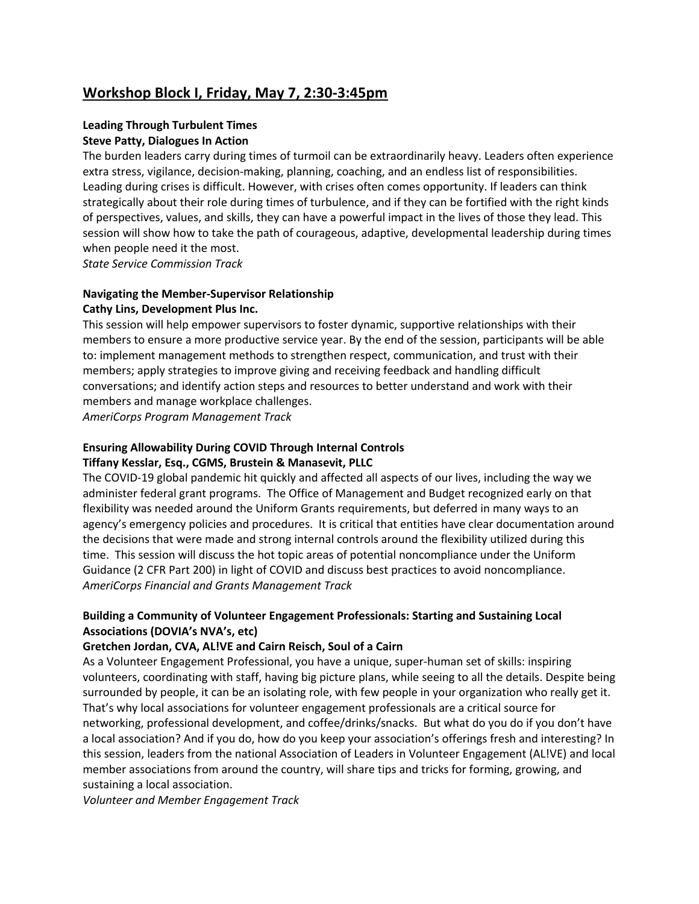## Workshop Block I, Friday, May 7, 2:30-3:45pm

**Leading Through Turbulent Times**
**Steve Patty, Dialogues In Action**

The burden leaders carry during times of turmoil can be extraordinarily heavy. Leaders often experience extra stress, vigilance, decision-making, planning, coaching, and an endless list of responsibilities. Leading during crises is difficult. However, with crises often comes opportunity. If leaders can think strategically about their role during times of turbulence, and if they can be fortified with the right kinds of perspectives, values, and skills, they can have a powerful impact in the lives of those they lead. This session will show how to take the path of courageous, adaptive, developmental leadership during times when people need it the most.
*State Service Commission Track*

**Navigating the Member-Supervisor Relationship**
**Cathy Lins, Development Plus Inc.**

This session will help empower supervisors to foster dynamic, supportive relationships with their members to ensure a more productive service year. By the end of the session, participants will be able to: implement management methods to strengthen respect, communication, and trust with their members; apply strategies to improve giving and receiving feedback and handling difficult conversations; and identify action steps and resources to better understand and work with their members and manage workplace challenges.
*AmeriCorps Program Management Track*

**Ensuring Allowability During COVID Through Internal Controls**
**Tiffany Kesslar, Esq., CGMS, Brustein & Manasevit, PLLC**

The COVID-19 global pandemic hit quickly and affected all aspects of our lives, including the way we administer federal grant programs. The Office of Management and Budget recognized early on that flexibility was needed around the Uniform Grants requirements, but deferred in many ways to an agency's emergency policies and procedures. It is critical that entities have clear documentation around the decisions that were made and strong internal controls around the flexibility utilized during this time. This session will discuss the hot topic areas of potential noncompliance under the Uniform Guidance (2 CFR Part 200) in light of COVID and discuss best practices to avoid noncompliance.
*AmeriCorps Financial and Grants Management Track*

**Building a Community of Volunteer Engagement Professionals: Starting and Sustaining Local Associations (DOVIA's NVA's, etc)**
**Gretchen Jordan, CVA, AL!VE and Cairn Reisch, Soul of a Cairn**

As a Volunteer Engagement Professional, you have a unique, super-human set of skills: inspiring volunteers, coordinating with staff, having big picture plans, while seeing to all the details. Despite being surrounded by people, it can be an isolating role, with few people in your organization who really get it. That's why local associations for volunteer engagement professionals are a critical source for networking, professional development, and coffee/drinks/snacks. But what do you do if you don't have a local association? And if you do, how do you keep your association's offerings fresh and interesting? In this session, leaders from the national Association of Leaders in Volunteer Engagement (AL!VE) and local member associations from around the country, will share tips and tricks for forming, growing, and sustaining a local association.
*Volunteer and Member Engagement Track*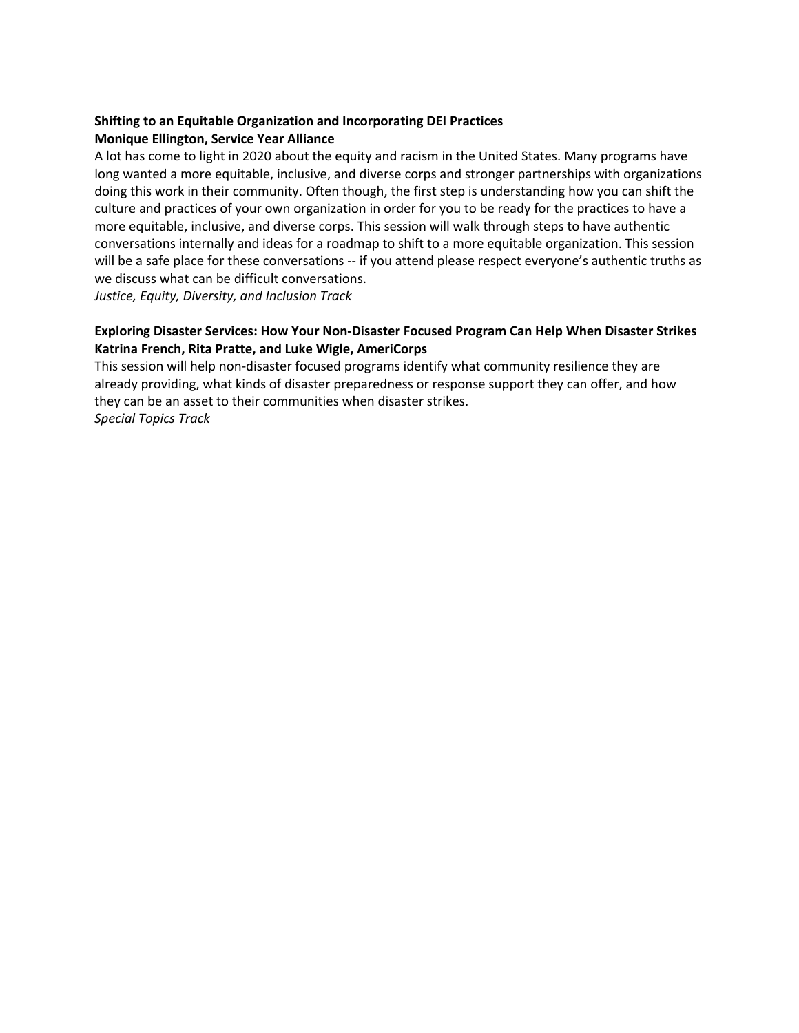**Shifting to an Equitable Organization and Incorporating DEI Practices**
**Monique Ellington, Service Year Alliance**

A lot has come to light in 2020 about the equity and racism in the United States. Many programs have long wanted a more equitable, inclusive, and diverse corps and stronger partnerships with organizations doing this work in their community. Often though, the first step is understanding how you can shift the culture and practices of your own organization in order for you to be ready for the practices to have a more equitable, inclusive, and diverse corps. This session will walk through steps to have authentic conversations internally and ideas for a roadmap to shift to a more equitable organization. This session will be a safe place for these conversations -- if you attend please respect everyone's authentic truths as we discuss what can be difficult conversations.

*Justice, Equity, Diversity, and Inclusion Track*

**Exploring Disaster Services: How Your Non-Disaster Focused Program Can Help When Disaster Strikes**
**Katrina French, Rita Pratte, and Luke Wigle, AmeriCorps**

This session will help non-disaster focused programs identify what community resilience they are already providing, what kinds of disaster preparedness or response support they can offer, and how they can be an asset to their communities when disaster strikes.

*Special Topics Track*